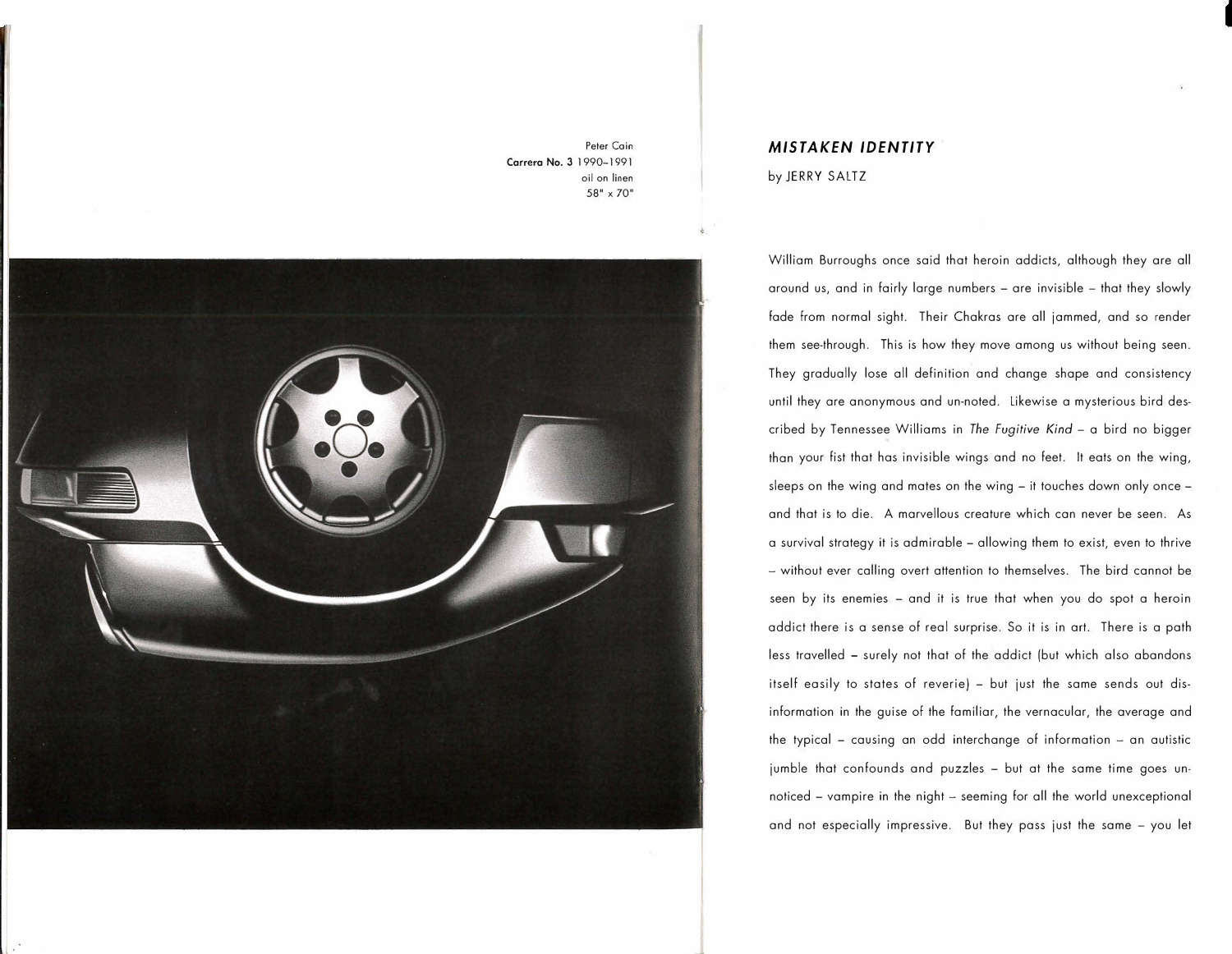Peter Cain
**Carrera No. 3** 1990–1991
oil on linen
58" x 70"

## *MISTAKEN IDENTITY*

by JERRY SALTZ

William Burroughs once said that heroin addicts, although they are all around us, and in fairly large numbers – are invisible – that they slowly fade from normal sight. Their Chakras are all jammed, and so render them see-through. This is how they move among us without being seen. They gradually lose all definition and change shape and consistency until they are anonymous and un-noted. Likewise a mysterious bird described by Tennessee Williams in *The Fugitive Kind* – a bird no bigger than your fist that has invisible wings and no feet. It eats on the wing, sleeps on the wing and mates on the wing – it touches down only once – and that is to die. A marvellous creature which can never be seen. As a survival strategy it is admirable – allowing them to exist, even to thrive – without ever calling overt attention to themselves. The bird cannot be seen by its enemies – and it is true that when you do spot a heroin addict there is a sense of real surprise. So it is in art. There is a path less travelled – surely not that of the addict (but which also abandons itself easily to states of reverie) – but just the same sends out disinformation in the guise of the familiar, the vernacular, the average and the typical – causing an odd interchange of information – an autistic jumble that confounds and puzzles – but at the same time goes unnoticed – vampire in the night – seeming for all the world unexceptional and not especially impressive. But they pass just the same – you let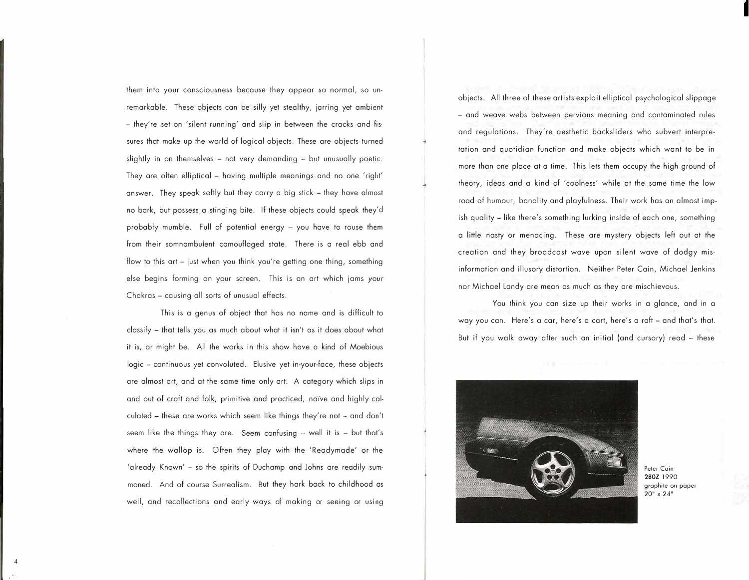them into your consciousness because they appear so normal, so unremarkable. These objects can be silly yet stealthy, jarring yet ambient – they're set on 'silent running' and slip in between the cracks and fissures that make up the world of logical objects. These are objects turned slightly in on themselves – not very demanding – but unusually poetic. They are often elliptical – having multiple meanings and no one 'right' answer. They speak softly but they carry a big stick – they have almost no bark, but possess a stinging bite. If these objects could speak they'd probably mumble. Full of potential energy – you have to rouse them from their somnambulent camouflaged state. There is a real ebb and flow to this art – just when you think you're getting one thing, something else begins forming on your screen. This is an art which jams *your* Chakras – causing all sorts of unusual effects.

This is a genus of object that has no name and is difficult to classify – that tells you as much about what it isn't as it does about what it is, or might be. All the works in this show have a kind of Moebious logic – continuous yet convoluted. Elusive yet in-your-face, these objects are almost art, and at the same time only art. A category which slips in and out of craft and folk, primitive and practiced, naïve and highly calculated – these are works which seem like things they're not – and don't seem like the things they are. Seem confusing – well it is – but that's where the wallop is. Often they play with the 'Readymade' or the 'already Known' – so the spirits of Duchamp and Johns are readily summoned. And of course Surrealism. But they hark back to childhood as well, and recollections and early ways of making or seeing or using objects. All three of these artists exploit elliptical psychological slippage – and weave webs between pervious meaning and contaminated rules and regulations. They're aesthetic backsliders who subvert interpretation and quotidian function and make objects which want to be in more than one place at a time. This lets them occupy the high ground of theory, ideas and a kind of 'coolness' while at the same time the low road of humour, banality and playfulness. Their work has an almost impish quality – like there's something lurking inside of each one, something a little nasty or menacing. These are mystery objects left out at the creation and they broadcast wave upon silent wave of dodgy misinformation and illusory distortion. Neither Peter Cain, Michael Jenkins nor Michael Landy are mean as much as they are mischievous.

You think you can size up their works in a glance, and in a way you can. Here's a car, here's a cart, here's a raft – and that's that. But if you walk away after such an initial (and cursory) read – these

Peter Cain
**280Z** 1990
graphite on paper
20" x 24"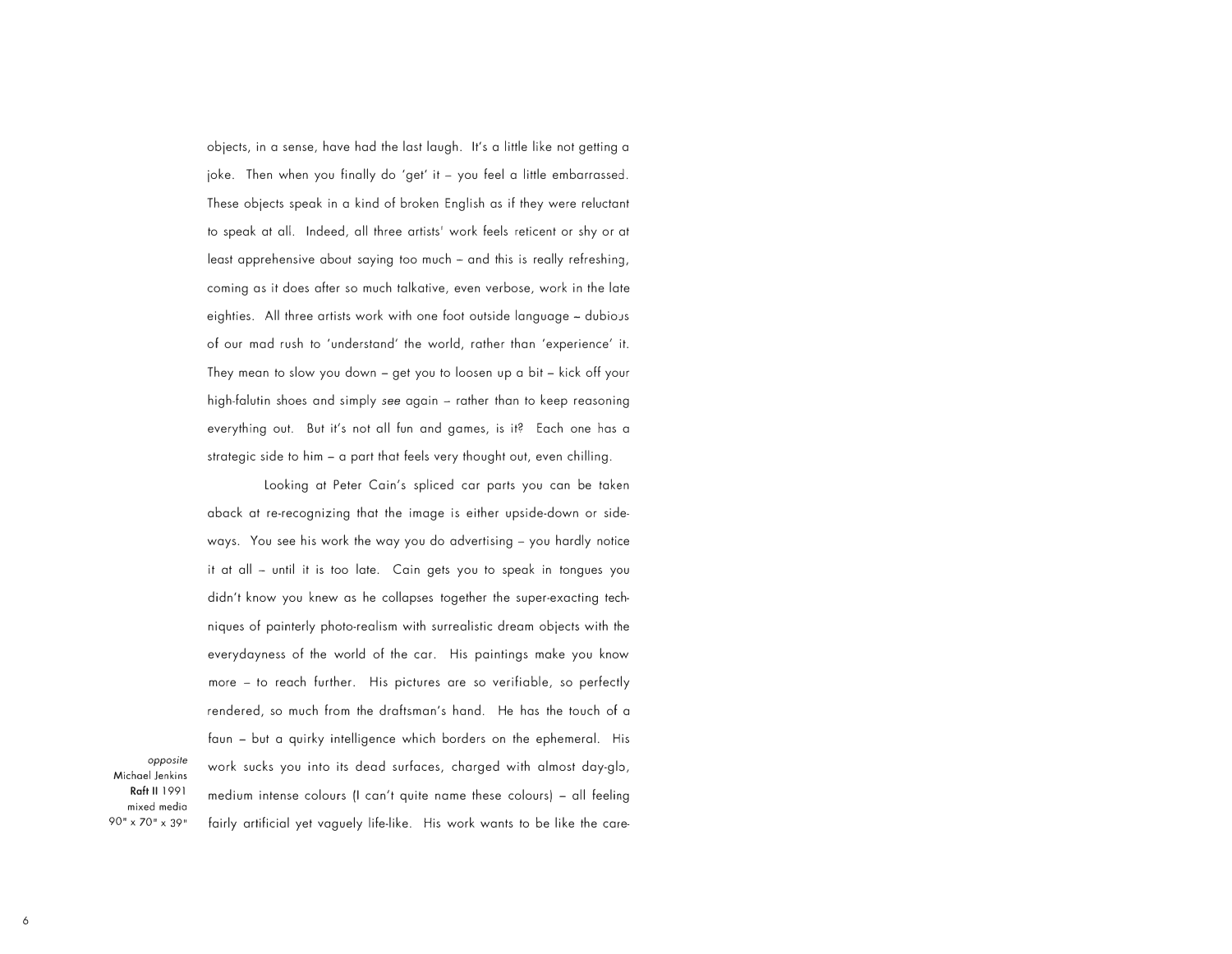objects, in a sense, have had the last laugh. It's a little like not getting a joke. Then when you finally do 'get' it – you feel a little embarrassed. These objects speak in a kind of broken English as if they were reluctant to speak at all. Indeed, all three artists' work feels reticent or shy or at least apprehensive about saying too much – and this is really refreshing, coming as it does after so much talkative, even verbose, work in the late eighties. All three artists work with one foot outside language – dubious of our mad rush to 'understand' the world, rather than 'experience' it. They mean to slow you down – get you to loosen up a bit – kick off your high-falutin shoes and simply *see* again – rather than to keep reasoning everything out. But it's not all fun and games, is it? Each one has a strategic side to him – a part that feels very thought out, even chilling.

Looking at Peter Cain's spliced car parts you can be taken aback at re-recognizing that the image is either upside-down or sideways. You see his work the way you do advertising – you hardly notice it at all – until it is too late. Cain gets you to speak in tongues you didn't know you knew as he collapses together the super-exacting techniques of painterly photo-realism with surrealistic dream objects with the everydayness of the world of the car. His paintings make you know more – to reach further. His pictures are so verifiable, so perfectly rendered, so much from the draftsman's hand. He has the touch of a faun – but a quirky intelligence which borders on the ephemeral. His work sucks you into its dead surfaces, charged with almost day-glo, medium intense colours (I can't quite name these colours) – all feeling fairly artificial yet vaguely life-like. His work wants to be like the care-

*opposite*
Michael Jenkins
**Raft II** 1991
mixed media
90" x 70" x 39"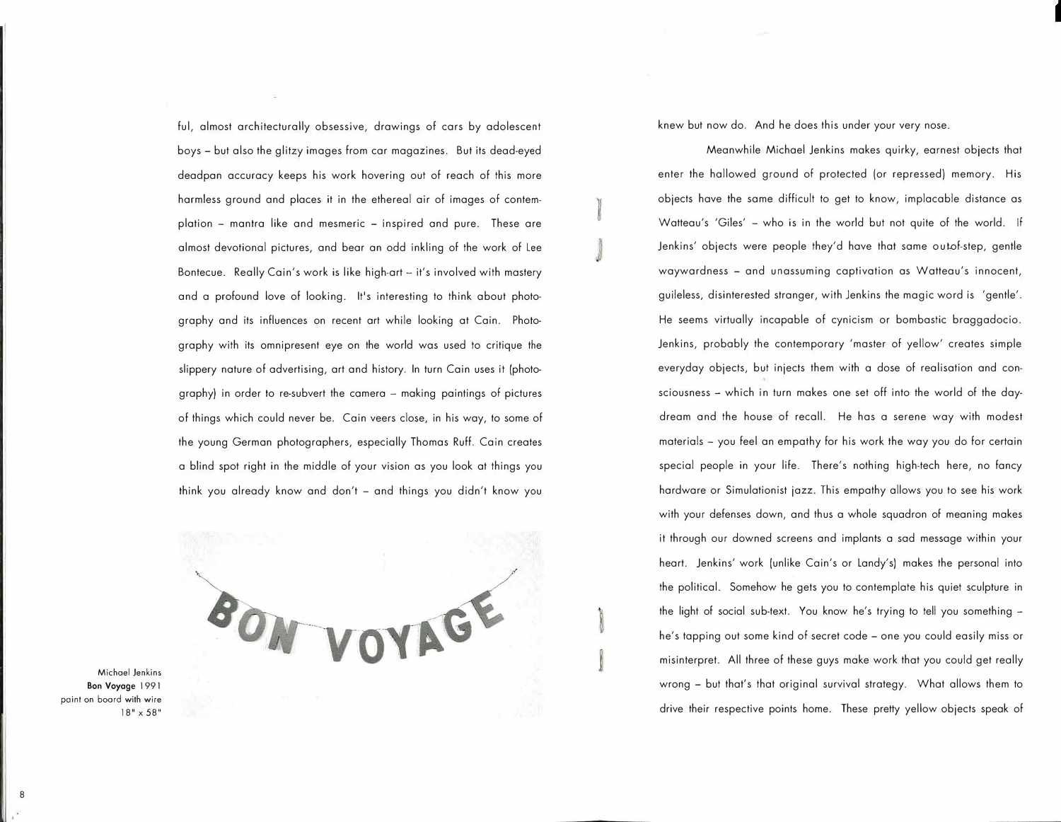ful, almost architecturally obsessive, drawings of cars by adolescent boys – but also the glitzy images from car magazines. But its dead-eyed deadpan accuracy keeps his work hovering out of reach of this more harmless ground and places it in the ethereal air of images of contemplation – mantra like and mesmeric – inspired and pure. These are almost devotional pictures, and bear an odd inkling of the work of Lee Bontecue. Really Cain's work is like high-art – it's involved with mastery and a profound love of looking. It's interesting to think about photography and its influences on recent art while looking at Cain. Photography with its omnipresent eye on the world was used to critique the slippery nature of advertising, art and history. In turn Cain uses it (photography) in order to re-subvert the camera – making paintings of pictures of things which could never be. Cain veers close, in his way, to some of the young German photographers, especially Thomas Ruff. Cain creates a blind spot right in the middle of your vision as you look at things you think you already know and don't – and things you didn't know you knew but now do. And he does this under your very nose.

Michael Jenkins
**Bon Voyage** 1991
paint on board with wire
18" x 58"

Meanwhile Michael Jenkins makes quirky, earnest objects that enter the hallowed ground of protected (or repressed) memory. His objects have the same difficult to get to know, implacable distance as Watteau's 'Giles' – who is in the world but not quite of the world. If Jenkins' objects were people they'd have that same out-of-step, gentle waywardness – and unassuming captivation as Watteau's innocent, guileless, disinterested stranger, with Jenkins the magic word is 'gentle'. He seems virtually incapable of cynicism or bombastic braggadocio. Jenkins, probably the contemporary 'master of yellow' creates simple everyday objects, but injects them with a dose of realisation and consciousness – which in turn makes one set off into the world of the daydream and the house of recall. He has a serene way with modest materials – you feel an empathy for his work the way you do for certain special people in your life. There's nothing high-tech here, no fancy hardware or Simulationist jazz. This empathy allows you to see his work with your defenses down, and thus a whole squadron of meaning makes it through our downed screens and implants a sad message within your heart. Jenkins' work (unlike Cain's or Landy's) makes the personal into the political. Somehow he gets you to contemplate his quiet sculpture in the light of social sub-text. You know he's trying to tell you something – he's tapping out some kind of secret code – one you could easily miss or misinterpret. All three of these guys make work that you could get really wrong – but that's that original survival strategy. What allows them to drive their respective points home. These pretty yellow objects speak of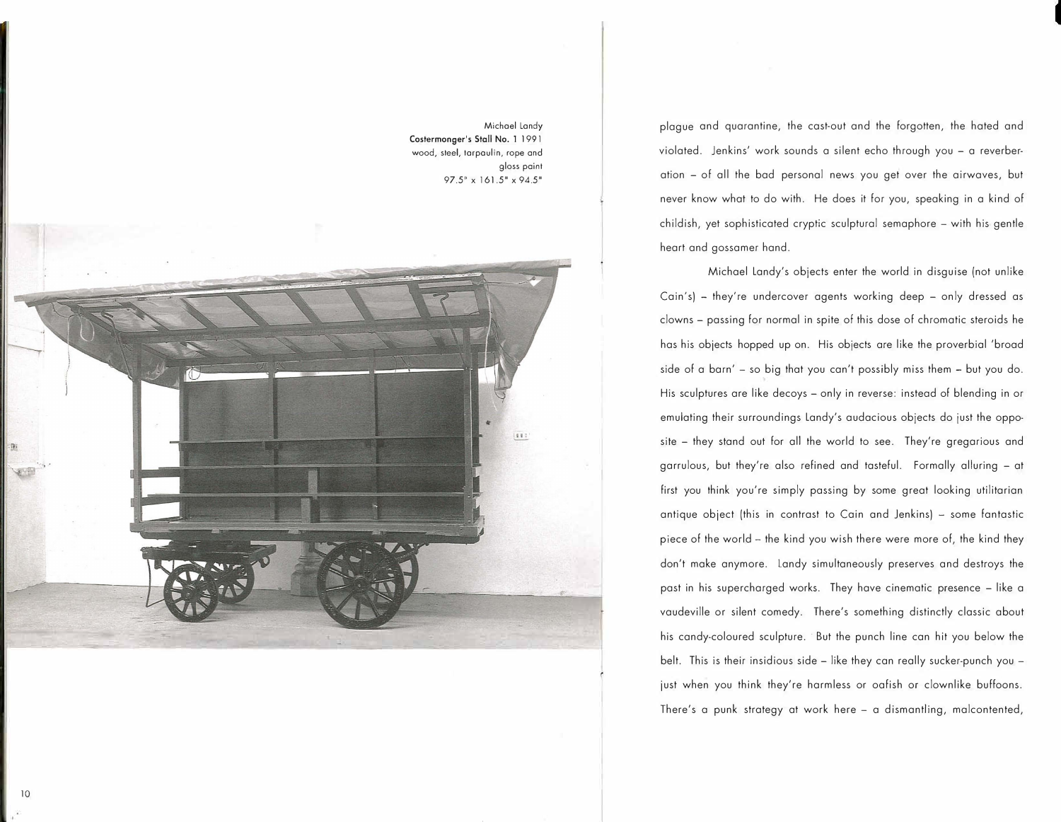Michael Landy
**Costermonger's Stall No. 1** 1991
wood, steel, tarpaulin, rope and gloss paint
97.5" x 161.5" x 94.5"

plague and quarantine, the cast-out and the forgotten, the hated and violated. Jenkins' work sounds a silent echo through you – a reverberation – of all the bad personal news you get over the airwaves, but never know what to do with. He does it for you, speaking in a kind of childish, yet sophisticated cryptic sculptural semaphore – with his gentle heart and gossamer hand.

Michael Landy's objects enter the world in disguise (not unlike Cain's) – they're undercover agents working deep – only dressed as clowns – passing for normal in spite of this dose of chromatic steroids he has his objects hopped up on. His objects are like the proverbial 'broad side of a barn' – so big that you can't possibly miss them – but you do. His sculptures are like decoys – only in reverse: instead of blending in or emulating their surroundings Landy's audacious objects do just the opposite – they stand out for all the world to see. They're gregarious and garrulous, but they're also refined and tasteful. Formally alluring – at first you think you're simply passing by some great looking utilitarian antique object (this in contrast to Cain and Jenkins) – some fantastic piece of the world – the kind you wish there were more of, the kind they don't make anymore. Landy simultaneously preserves and destroys the past in his supercharged works. They have cinematic presence – like a vaudeville or silent comedy. There's something distinctly classic about his candy-coloured sculpture. But the punch line can hit you below the belt. This is their insidious side – like they can really sucker-punch you – just when you think they're harmless or oafish or clownlike buffoons. There's a punk strategy at work here – a dismantling, malcontented,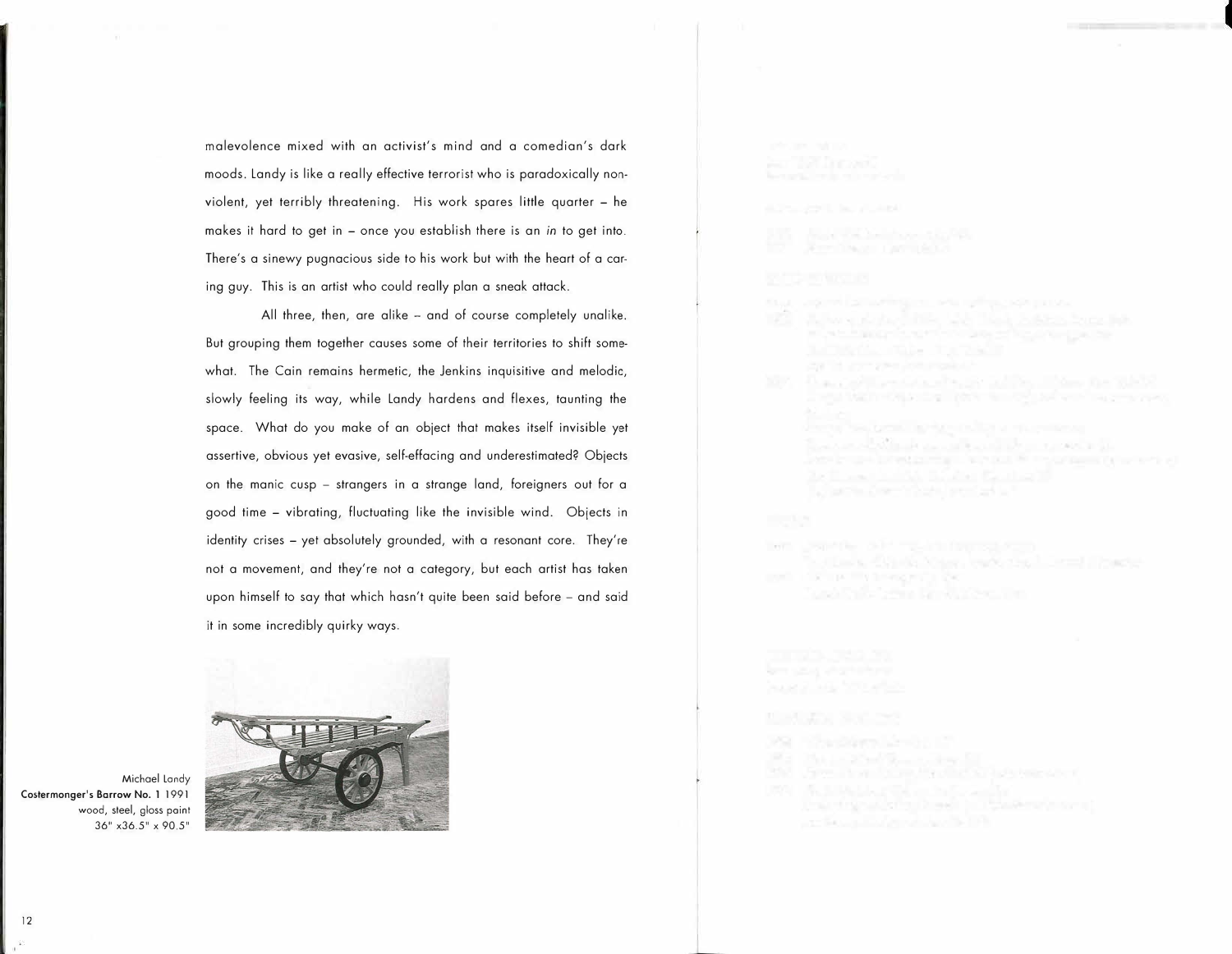malevolence mixed with an activist's mind and a comedian's dark moods. Landy is like a really effective terrorist who is paradoxically non-violent, yet terribly threatening. His work spares little quarter – he makes it hard to get in – once you establish there is an *in* to get into. There's a sinewy pugnacious side to his work but with the heart of a caring guy. This is an artist who could really plan a sneak attack.

All three, then, are alike – and of course completely unalike. But grouping them together causes some of their territories to shift somewhat. The Cain remains hermetic, the Jenkins inquisitive and melodic, slowly feeling its way, while Landy hardens and flexes, taunting the space. What do you make of an object that makes itself invisible yet assertive, obvious yet evasive, self-effacing and underestimated? Objects on the manic cusp – strangers in a strange land, foreigners out for a good time – vibrating, fluctuating like the invisible wind. Objects in identity crises – yet absolutely grounded, with a resonant core. They're not a movement, and they're not a category, but each artist has taken upon himself to say that which hasn't quite been said before – and said it in some incredibly quirky ways.

Michael Landy
**Costermonger's Barrow No. 1** 1991
wood, steel, gloss paint
36" x36.5" x 90.5"